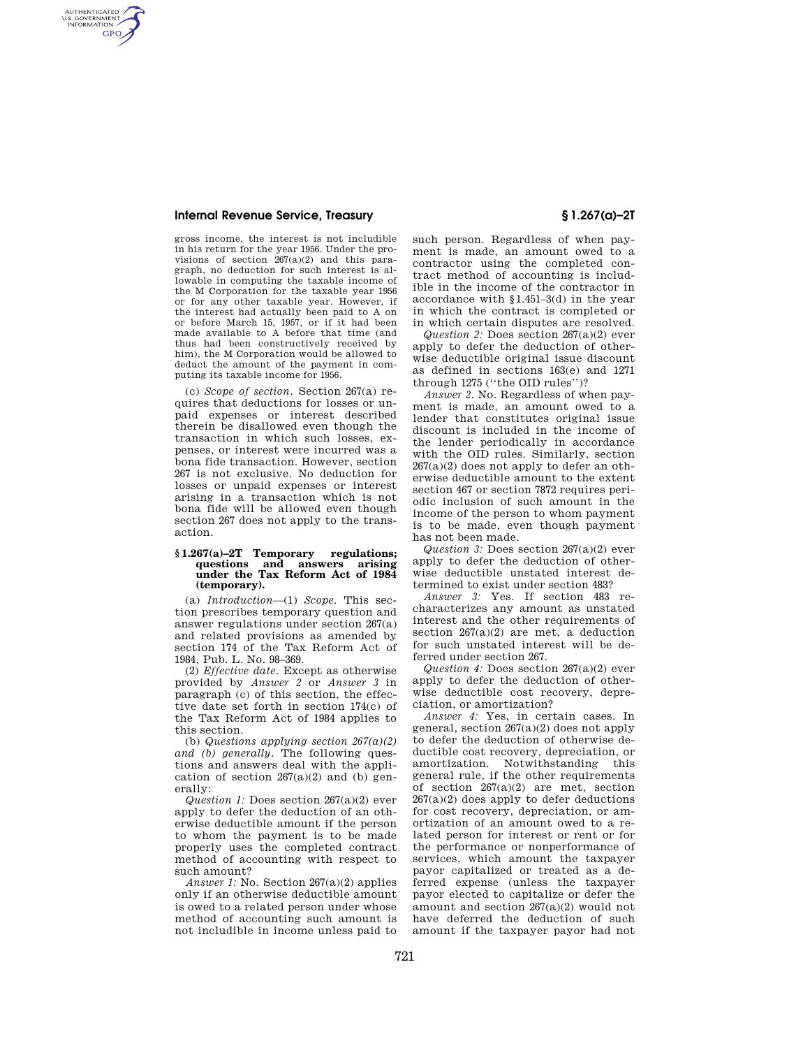gross income, the interest is not includible in his return for the year 1956. Under the provisions of section 267(a)(2) and this paragraph, no deduction for such interest is allowable in computing the taxable income of the M Corporation for the taxable year 1956 or for any other taxable year. However, if the interest had actually been paid to A on or before March 15, 1957, or if it had been made available to A before that time (and thus had been constructively received by him), the M Corporation would be allowed to deduct the amount of the payment in computing its taxable income for 1956.

(c) *Scope of section.* Section 267(a) requires that deductions for losses or unpaid expenses or interest described therein be disallowed even though the transaction in which such losses, expenses, or interest were incurred was a bona fide transaction. However, section 267 is not exclusive. No deduction for losses or unpaid expenses or interest arising in a transaction which is not bona fide will be allowed even though section 267 does not apply to the transaction.

### § 1.267(a)–2T Temporary regulations; questions and answers arising under the Tax Reform Act of 1984 (temporary).

(a) *Introduction*—(1) *Scope.* This section prescribes temporary question and answer regulations under section 267(a) and related provisions as amended by section 174 of the Tax Reform Act of 1984, Pub. L. No. 98–369.

(2) *Effective date.* Except as otherwise provided by *Answer 2* or *Answer 3* in paragraph (c) of this section, the effective date set forth in section 174(c) of the Tax Reform Act of 1984 applies to this section.

(b) *Questions applying section 267(a)(2) and (b) generally.* The following questions and answers deal with the application of section 267(a)(2) and (b) generally:

*Question 1:* Does section 267(a)(2) ever apply to defer the deduction of an otherwise deductible amount if the person to whom the payment is to be made properly uses the completed contract method of accounting with respect to such amount?

*Answer 1:* No. Section 267(a)(2) applies only if an otherwise deductible amount is owed to a related person under whose method of accounting such amount is not includible in income unless paid to such person. Regardless of when payment is made, an amount owed to a contractor using the completed contract method of accounting is includible in the income of the contractor in accordance with §1.451–3(d) in the year in which the contract is completed or in which certain disputes are resolved.

*Question 2:* Does section 267(a)(2) ever apply to defer the deduction of otherwise deductible original issue discount as defined in sections 163(e) and 1271 through 1275 (''the OID rules'')?

*Answer 2.* No. Regardless of when payment is made, an amount owed to a lender that constitutes original issue discount is included in the income of the lender periodically in accordance with the OID rules. Similarly, section 267(a)(2) does not apply to defer an otherwise deductible amount to the extent section 467 or section 7872 requires periodic inclusion of such amount in the income of the person to whom payment is to be made, even though payment has not been made.

*Question 3:* Does section 267(a)(2) ever apply to defer the deduction of otherwise deductible unstated interest determined to exist under section 483?

*Answer 3:* Yes. If section 483 recharacterizes any amount as unstated interest and the other requirements of section 267(a)(2) are met, a deduction for such unstated interest will be deferred under section 267.

*Question 4:* Does section 267(a)(2) ever apply to defer the deduction of otherwise deductible cost recovery, depreciation, or amortization?

*Answer 4:* Yes, in certain cases. In general, section 267(a)(2) does not apply to defer the deduction of otherwise deductible cost recovery, depreciation, or amortization. Notwithstanding this general rule, if the other requirements of section 267(a)(2) are met, section 267(a)(2) does apply to defer deductions for cost recovery, depreciation, or amortization of an amount owed to a related person for interest or rent or for the performance or nonperformance of services, which amount the taxpayer payor capitalized or treated as a deferred expense (unless the taxpayer payor elected to capitalize or defer the amount and section 267(a)(2) would not have deferred the deduction of such amount if the taxpayer payor had not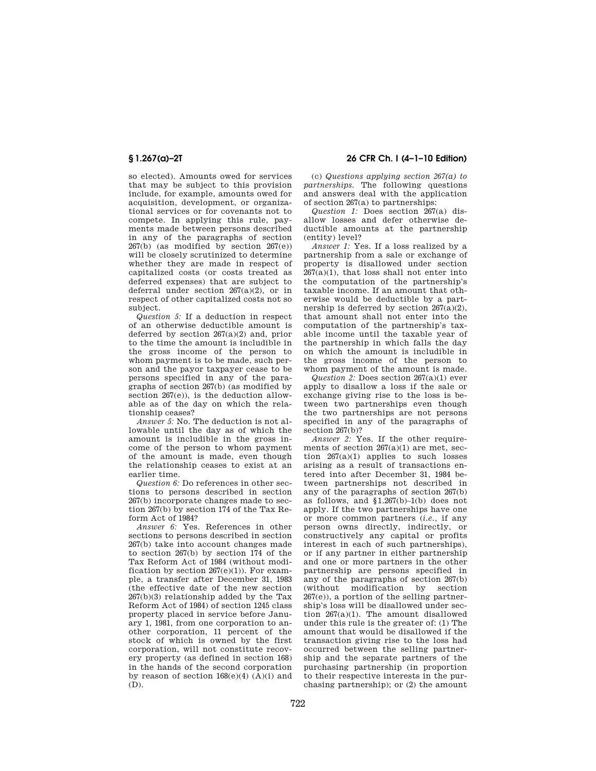so elected). Amounts owed for services that may be subject to this provision include, for example, amounts owed for acquisition, development, or organizational services or for covenants not to compete. In applying this rule, payments made between persons described in any of the paragraphs of section 267(b) (as modified by section 267(e)) will be closely scrutinized to determine whether they are made in respect of capitalized costs (or costs treated as deferred expenses) that are subject to deferral under section 267(a)(2), or in respect of other capitalized costs not so subject.

*Question 5:* If a deduction in respect of an otherwise deductible amount is deferred by section 267(a)(2) and, prior to the time the amount is includible in the gross income of the person to whom payment is to be made, such person and the payor taxpayer cease to be persons specified in any of the paragraphs of section 267(b) (as modified by section 267(e)), is the deduction allowable as of the day on which the relationship ceases?

*Answer 5:* No. The deduction is not allowable until the day as of which the amount is includible in the gross income of the person to whom payment of the amount is made, even though the relationship ceases to exist at an earlier time.

*Question 6:* Do references in other sections to persons described in section 267(b) incorporate changes made to section 267(b) by section 174 of the Tax Reform Act of 1984?

*Answer 6:* Yes. References in other sections to persons described in section 267(b) take into account changes made to section 267(b) by section 174 of the Tax Reform Act of 1984 (without modification by section 267(e)(1)). For example, a transfer after December 31, 1983 (the effective date of the new section 267(b)(3) relationship added by the Tax Reform Act of 1984) of section 1245 class property placed in service before January 1, 1981, from one corporation to another corporation, 11 percent of the stock of which is owned by the first corporation, will not constitute recovery property (as defined in section 168) in the hands of the second corporation by reason of section 168(e)(4) (A)(i) and (D).

(c) *Questions applying section 267(a) to partnerships.* The following questions and answers deal with the application of section 267(a) to partnerships:

*Question 1:* Does section 267(a) disallow losses and defer otherwise deductible amounts at the partnership (entity) level?

*Answer 1:* Yes. If a loss realized by a partnership from a sale or exchange of property is disallowed under section 267(a)(1), that loss shall not enter into the computation of the partnership's taxable income. If an amount that otherwise would be deductible by a partnership is deferred by section 267(a)(2), that amount shall not enter into the computation of the partnership's taxable income until the taxable year of the partnership in which falls the day on which the amount is includible in the gross income of the person to whom payment of the amount is made.

*Question 2:* Does section 267(a)(1) ever apply to disallow a loss if the sale or exchange giving rise to the loss is between two partnerships even though the two partnerships are not persons specified in any of the paragraphs of section 267(b)?

*Answer 2:* Yes. If the other requirements of section 267(a)(1) are met, section 267(a)(1) applies to such losses arising as a result of transactions entered into after December 31, 1984 between partnerships not described in any of the paragraphs of section 267(b) as follows, and §1.267(b)–1(b) does not apply. If the two partnerships have one or more common partners (*i.e.,* if any person owns directly, indirectly, or constructively any capital or profits interest in each of such partnerships), or if any partner in either partnership and one or more partners in the other partnership are persons specified in any of the paragraphs of section 267(b) (without modification by section 267(e)), a portion of the selling partnership's loss will be disallowed under section 267(a)(1). The amount disallowed under this rule is the greater of: (1) The amount that would be disallowed if the transaction giving rise to the loss had occurred between the selling partnership and the separate partners of the purchasing partnership (in proportion to their respective interests in the purchasing partnership); or (2) the amount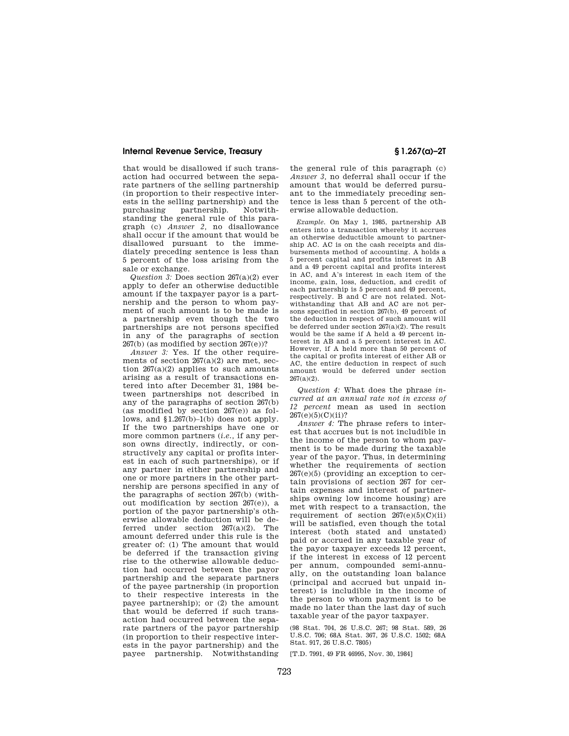that would be disallowed if such transaction had occurred between the separate partners of the selling partnership (in proportion to their respective interests in the selling partnership) and the purchasing partnership. Notwithstanding the general rule of this paragraph (c) *Answer 2,* no disallowance shall occur if the amount that would be disallowed pursuant to the immediately preceding sentence is less than 5 percent of the loss arising from the sale or exchange.

*Question 3:* Does section 267(a)(2) ever apply to defer an otherwise deductible amount if the taxpayer payor is a partnership and the person to whom payment of such amount is to be made is a partnership even though the two partnerships are not persons specified in any of the paragraphs of section 267(b) (as modified by section 267(e))?

*Answer 3:* Yes. If the other requirements of section 267(a)(2) are met, section 267(a)(2) applies to such amounts arising as a result of transactions entered into after December 31, 1984 between partnerships not described in any of the paragraphs of section 267(b) (as modified by section 267(e)) as follows, and §1.267(b)–1(b) does not apply. If the two partnerships have one or more common partners (*i.e.*, if any person owns directly, indirectly, or constructively any capital or profits interest in each of such partnerships), or if any partner in either partnership and one or more partners in the other partnership are persons specified in any of the paragraphs of section 267(b) (without modification by section 267(e)), a portion of the payor partnership's otherwise allowable deduction will be deferred under section 267(a)(2). The amount deferred under this rule is the greater of: (1) The amount that would be deferred if the transaction giving rise to the otherwise allowable deduction had occurred between the payor partnership and the separate partners of the payee partnership (in proportion to their respective interests in the payee partnership); or (2) the amount that would be deferred if such transaction had occurred between the separate partners of the payor partnership (in proportion to their respective interests in the payor partnership) and the payee partnership. Notwithstanding the general rule of this paragraph (c) *Answer 3*, no deferral shall occur if the amount that would be deferred pursuant to the immediately preceding sentence is less than 5 percent of the otherwise allowable deduction.

*Example.* On May 1, 1985, partnership AB enters into a transaction whereby it accrues an otherwise deductible amount to partnership AC. AC is on the cash receipts and disbursements method of accounting. A holds a 5 percent capital and profits interest in AB and a 49 percent capital and profits interest in AC, and A's interest in each item of the income, gain, loss, deduction, and credit of each partnership is 5 percent and 49 percent, respectively. B and C are not related. Notwithstanding that AB and AC are not persons specified in section 267(b), 49 percent of the deduction in respect of such amount will be deferred under section 267(a)(2). The result would be the same if A held a 49 percent interest in AB and a 5 percent interest in AC. However, if A held more than 50 percent of the capital or profits interest of either AB or AC, the entire deduction in respect of such amount would be deferred under section 267(a)(2).

*Question 4:* What does the phrase *incurred at an annual rate not in excess of 12 percent* mean as used in section 267(e)(5)(C)(ii)?

*Answer 4:* The phrase refers to interest that accrues but is not includible in the income of the person to whom payment is to be made during the taxable year of the payor. Thus, in determining whether the requirements of section 267(e)(5) (providing an exception to certain provisions of section 267 for certain expenses and interest of partnerships owning low income housing) are met with respect to a transaction, the requirement of section 267(e)(5)(C)(ii) will be satisfied, even though the total interest (both stated and unstated) paid or accrued in any taxable year of the payor taxpayer exceeds 12 percent, if the interest in excess of 12 percent per annum, compounded semi-annually, on the outstanding loan balance (principal and accrued but unpaid interest) is includible in the income of the person to whom payment is to be made no later than the last day of such taxable year of the payor taxpayer.

(98 Stat. 704, 26 U.S.C. 267; 98 Stat. 589, 26 U.S.C. 706; 68A Stat. 367, 26 U.S.C. 1502; 68A Stat. 917, 26 U.S.C. 7805)

[T.D. 7991, 49 FR 46995, Nov. 30, 1984]